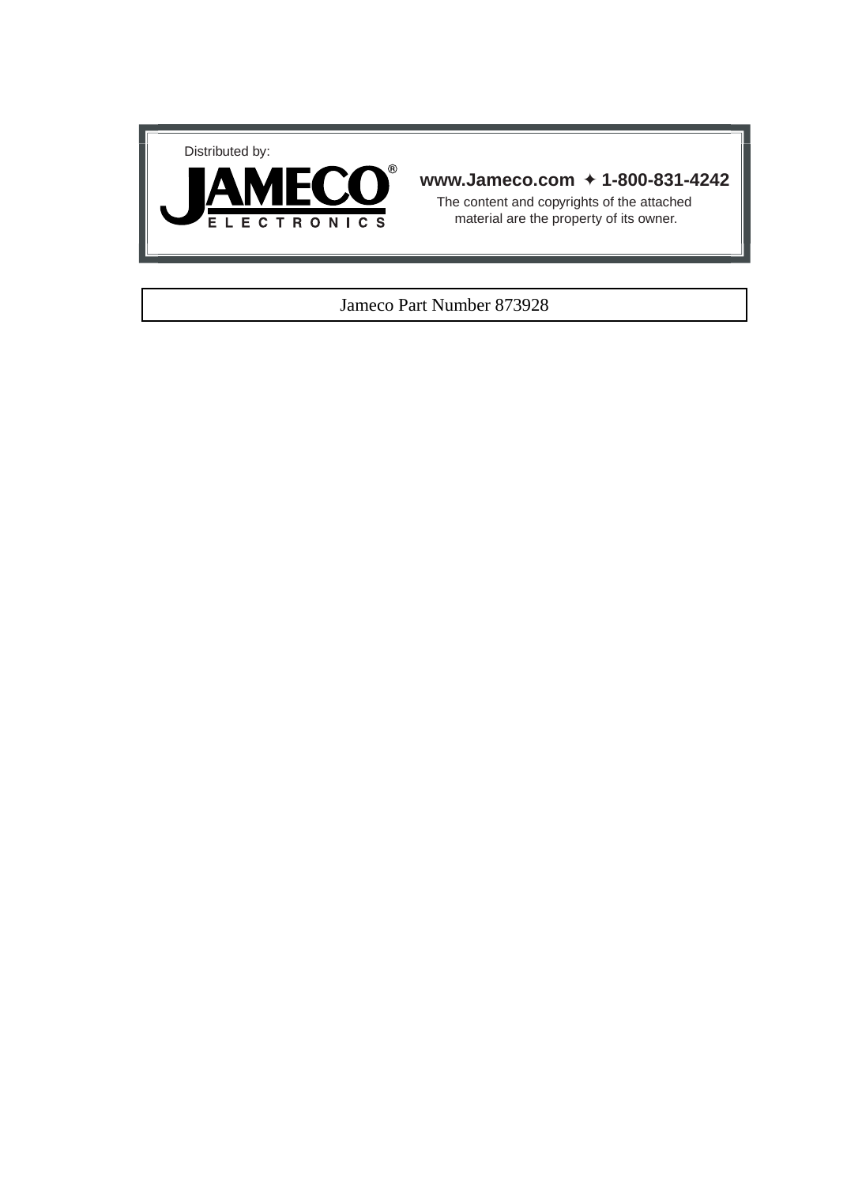Distributed by:

**JAMECO®**
ELECTRONICS

**www.Jameco.com ✦ 1-800-831-4242**

The content and copyrights of the attached material are the property of its owner.

Jameco Part Number 873928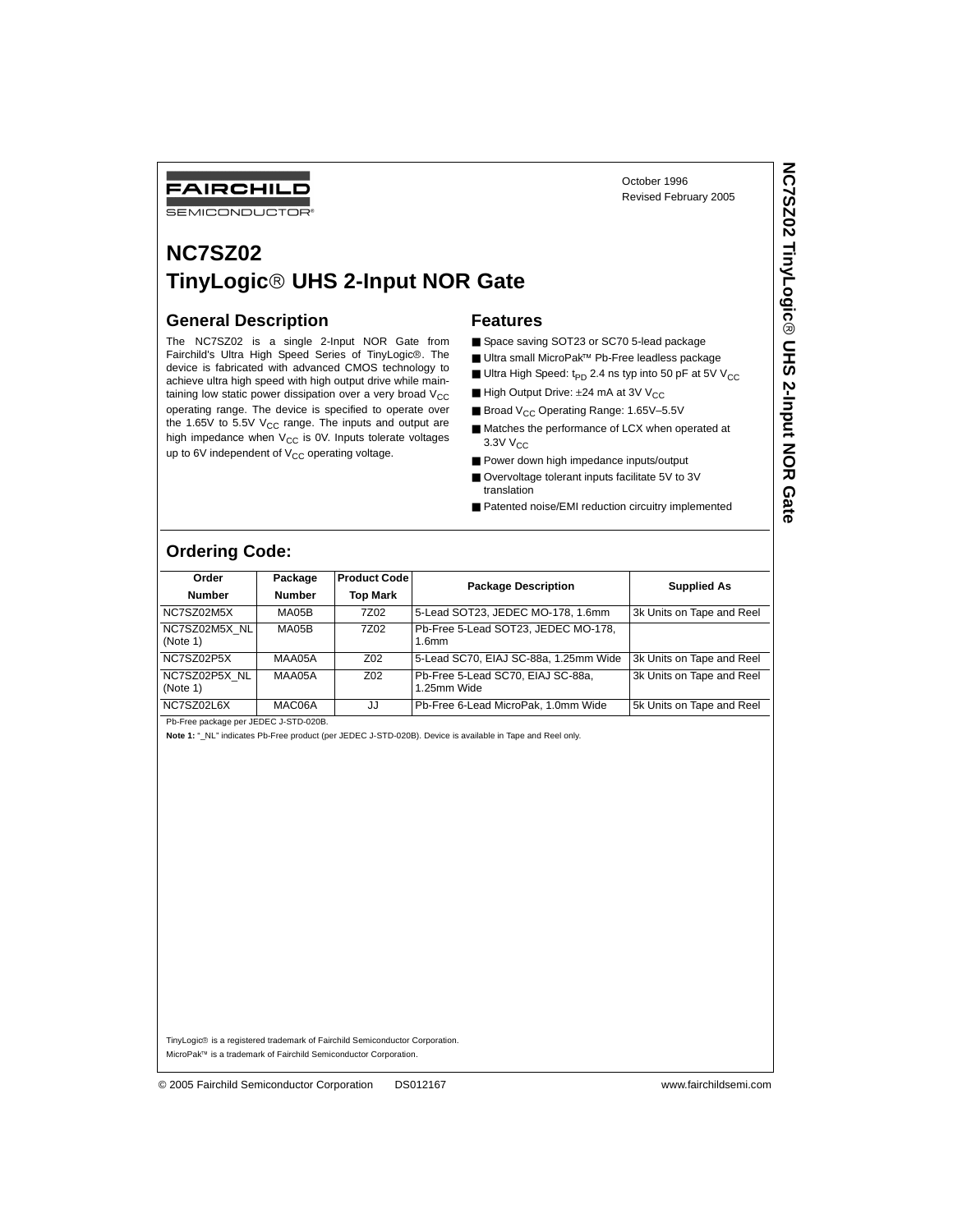October 1996
Revised February 2005

# NC7SZ02
# TinyLogic® UHS 2-Input NOR Gate

## General Description

The NC7SZ02 is a single 2-Input NOR Gate from Fairchild's Ultra High Speed Series of TinyLogic®. The device is fabricated with advanced CMOS technology to achieve ultra high speed with high output drive while maintaining low static power dissipation over a very broad $V_{CC}$ operating range. The device is specified to operate over the 1.65V to 5.5V $V_{CC}$ range. The inputs and output are high impedance when $V_{CC}$ is 0V. Inputs tolerate voltages up to 6V independent of $V_{CC}$ operating voltage.

## Features

- Space saving SOT23 or SC70 5-lead package
- Ultra small MicroPak™ Pb-Free leadless package
- Ultra High Speed: $t_{PD}$ 2.4 ns typ into 50 pF at 5V $V_{CC}$
- High Output Drive: ±24 mA at 3V $V_{CC}$
- Broad $V_{CC}$ Operating Range: 1.65V–5.5V
- Matches the performance of LCX when operated at 3.3V $V_{CC}$
- Power down high impedance inputs/output
- Overvoltage tolerant inputs facilitate 5V to 3V translation
- Patented noise/EMI reduction circuitry implemented

## Ordering Code:

| Order Number | Package Number | Product Code Top Mark | Package Description | Supplied As |
|---|---|---|---|---|
| NC7SZ02M5X | MA05B | 7Z02 | 5-Lead SOT23, JEDEC MO-178, 1.6mm | 3k Units on Tape and Reel |
| NC7SZ02M5X_NL (Note 1) | MA05B | 7Z02 | Pb-Free 5-Lead SOT23, JEDEC MO-178, 1.6mm | |
| NC7SZ02P5X | MAA05A | Z02 | 5-Lead SC70, EIAJ SC-88a, 1.25mm Wide | 3k Units on Tape and Reel |
| NC7SZ02P5X_NL (Note 1) | MAA05A | Z02 | Pb-Free 5-Lead SC70, EIAJ SC-88a, 1.25mm Wide | 3k Units on Tape and Reel |
| NC7SZ02L6X | MAC06A | JJ | Pb-Free 6-Lead MicroPak, 1.0mm Wide | 5k Units on Tape and Reel |

Pb-Free package per JEDEC J-STD-020B.

**Note 1:** "_NL" indicates Pb-Free product (per JEDEC J-STD-020B). Device is available in Tape and Reel only.

TinyLogic® is a registered trademark of Fairchild Semiconductor Corporation.
MicroPak™ is a trademark of Fairchild Semiconductor Corporation.

© 2005 Fairchild Semiconductor Corporation DS012167 www.fairchildsemi.com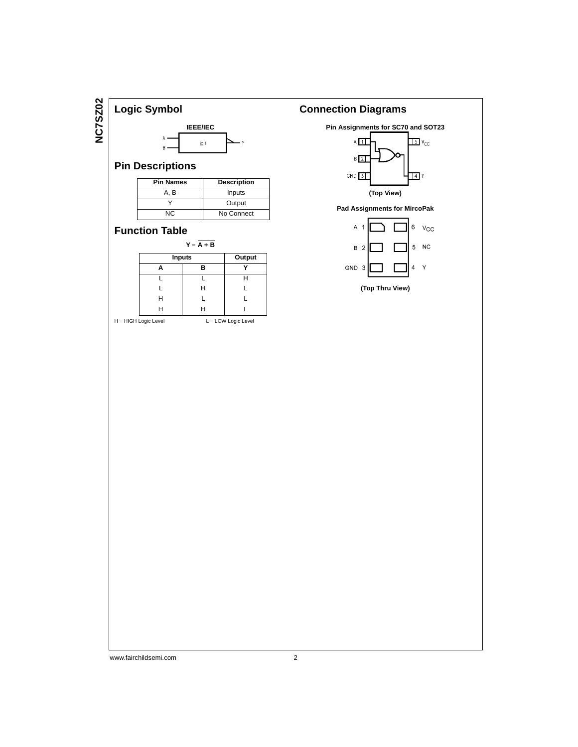## Logic Symbol

**IEEE/IEC**

## Pin Descriptions

| Pin Names | Description |
|---|---|
| A, B | Inputs |
| Y | Output |
| NC | No Connect |

## Function Table

$Y = \overline{A + B}$

| Inputs | | Output |
|---|---|---|
| A | B | Y |
| L | L | H |
| L | H | L |
| H | L | L |
| H | H | L |

H = HIGH Logic Level    L = LOW Logic Level

## Connection Diagrams

**Pin Assignments for SC70 and SOT23**

**(Top View)**

**Pad Assignments for MircoPak**

**(Top Thru View)**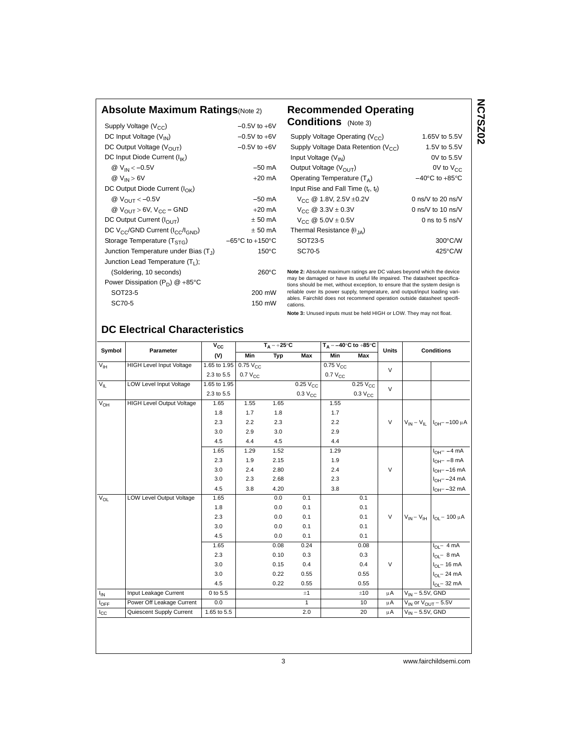## Absolute Maximum Ratings (Note 2)

| Parameter | Rating |
|---|---|
| Supply Voltage ($V_{CC}$) | −0.5V to +6V |
| DC Input Voltage ($V_{IN}$) | −0.5V to +6V |
| DC Output Voltage ($V_{OUT}$) | −0.5V to +6V |
| DC Input Diode Current ($I_{IK}$) | |
| @ $V_{IN} < -0.5V$ | −50 mA |
| @ $V_{IN} > 6V$ | +20 mA |
| DC Output Diode Current ($I_{OK}$) | |
| @ $V_{OUT} < -0.5V$ | −50 mA |
| @ $V_{OUT} > 6V$, $V_{CC}$ = GND | +20 mA |
| DC Output Current ($I_{OUT}$) | ± 50 mA |
| DC $V_{CC}$/GND Current ($I_{CC}$/$I_{GND}$) | ± 50 mA |
| Storage Temperature ($T_{STG}$) | −65°C to +150°C |
| Junction Temperature under Bias ($T_J$) | 150°C |
| Junction Lead Temperature ($T_L$); (Soldering, 10 seconds) | 260°C |
| Power Dissipation ($P_D$) @ +85°C | |
| SOT23-5 | 200 mW |
| SC70-5 | 150 mW |

## Recommended Operating Conditions (Note 3)

| Parameter | Rating |
|---|---|
| Supply Voltage Operating ($V_{CC}$) | 1.65V to 5.5V |
| Supply Voltage Data Retention ($V_{CC}$) | 1.5V to 5.5V |
| Input Voltage ($V_{IN}$) | 0V to 5.5V |
| Output Voltage ($V_{OUT}$) | 0V to $V_{CC}$ |
| Operating Temperature ($T_A$) | −40°C to +85°C |
| Input Rise and Fall Time ($t_r$, $t_f$) | |
| $V_{CC}$ @ 1.8V, 2.5V ±0.2V | 0 ns/V to 20 ns/V |
| $V_{CC}$ @ 3.3V ± 0.3V | 0 ns/V to 10 ns/V |
| $V_{CC}$ @ 5.0V ± 0.5V | 0 ns to 5 ns/V |
| Thermal Resistance ($\theta_{JA}$) | |
| SOT23-5 | 300°C/W |
| SC70-5 | 425°C/W |

**Note 2:** Absolute maximum ratings are DC values beyond which the device may be damaged or have its useful life impaired. The datasheet specifications should be met, without exception, to ensure that the system design is reliable over its power supply, temperature, and output/input loading variables. Fairchild does not recommend operation outside datasheet specifications.

**Note 3:** Unused inputs must be held HIGH or LOW. They may not float.

## DC Electrical Characteristics

| Symbol | Parameter | $V_{CC}$ (V) | $T_A = +25°C$ Min | $T_A = +25°C$ Typ | $T_A = +25°C$ Max | $T_A = -40°C$ to $+85°C$ Min | $T_A = -40°C$ to $+85°C$ Max | Units | Conditions | |
|---|---|---|---|---|---|---|---|---|---|---|
| $V_{IH}$ | HIGH Level Input Voltage | 1.65 to 1.95 | 0.75 $V_{CC}$ | | | 0.75 $V_{CC}$ | | V | | |
| | | 2.3 to 5.5 | 0.7 $V_{CC}$ | | | 0.7 $V_{CC}$ | | | | |
| $V_{IL}$ | LOW Level Input Voltage | 1.65 to 1.95 | | | 0.25 $V_{CC}$ | | 0.25 $V_{CC}$ | V | | |
| | | 2.3 to 5.5 | | | 0.3 $V_{CC}$ | | 0.3 $V_{CC}$ | | | |
| $V_{OH}$ | HIGH Level Output Voltage | 1.65 | 1.55 | 1.65 | | 1.55 | | V | $V_{IN} = V_{IL}$ | $I_{OH} = -100\ \mu A$ |
| | | 1.8 | 1.7 | 1.8 | | 1.7 | | | | |
| | | 2.3 | 2.2 | 2.3 | | 2.2 | | | | |
| | | 3.0 | 2.9 | 3.0 | | 2.9 | | | | |
| | | 4.5 | 4.4 | 4.5 | | 4.4 | | | | |
| | | 1.65 | 1.29 | 1.52 | | 1.29 | | V | | $I_{OH} = -4$ mA |
| | | 2.3 | 1.9 | 2.15 | | 1.9 | | | | $I_{OH} = -8$ mA |
| | | 3.0 | 2.4 | 2.80 | | 2.4 | | | | $I_{OH} = -16$ mA |
| | | 3.0 | 2.3 | 2.68 | | 2.3 | | | | $I_{OH} = -24$ mA |
| | | 4.5 | 3.8 | 4.20 | | 3.8 | | | | $I_{OH} = -32$ mA |
| $V_{OL}$ | LOW Level Output Voltage | 1.65 | | 0.0 | 0.1 | | 0.1 | V | $V_{IN} = V_{IH}$ | $I_{OL} = 100\ \mu A$ |
| | | 1.8 | | 0.0 | 0.1 | | 0.1 | | | |
| | | 2.3 | | 0.0 | 0.1 | | 0.1 | | | |
| | | 3.0 | | 0.0 | 0.1 | | 0.1 | | | |
| | | 4.5 | | 0.0 | 0.1 | | 0.1 | | | |
| | | 1.65 | | 0.08 | 0.24 | | 0.08 | V | | $I_{OL} = 4$ mA |
| | | 2.3 | | 0.10 | 0.3 | | 0.3 | | | $I_{OL} = 8$ mA |
| | | 3.0 | | 0.15 | 0.4 | | 0.4 | | | $I_{OL} = 16$ mA |
| | | 3.0 | | 0.22 | 0.55 | | 0.55 | | | $I_{OL} = 24$ mA |
| | | 4.5 | | 0.22 | 0.55 | | 0.55 | | | $I_{OL} = 32$ mA |
| $I_{IN}$ | Input Leakage Current | 0 to 5.5 | | | ±1 | | ±10 | μA | $V_{IN}$ = 5.5V, GND | |
| $I_{OFF}$ | Power Off Leakage Current | 0.0 | | | 1 | | 10 | μA | $V_{IN}$ or $V_{OUT}$ = 5.5V | |
| $I_{CC}$ | Quiescent Supply Current | 1.65 to 5.5 | | | 2.0 | | 20 | μA | $V_{IN}$ = 5.5V, GND | |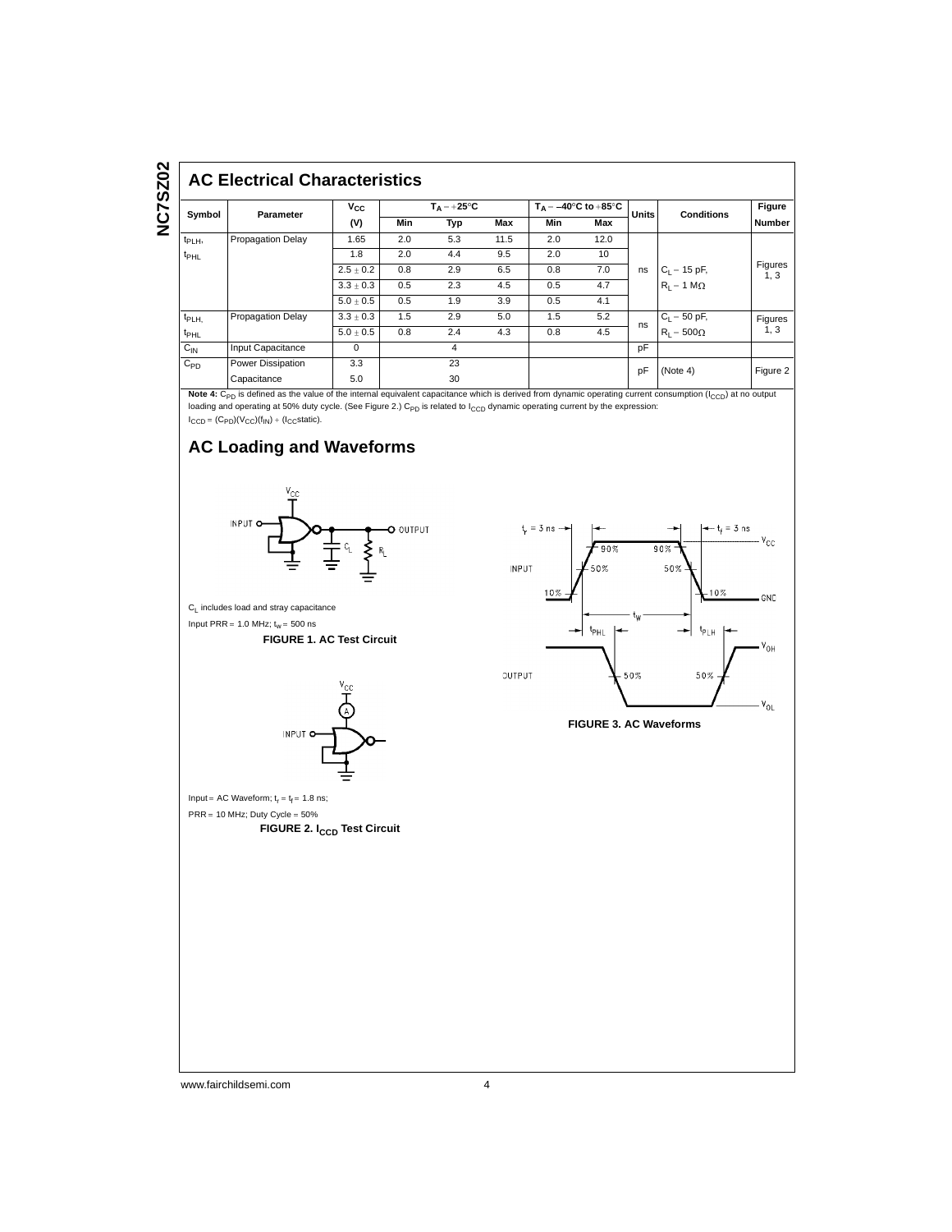## AC Electrical Characteristics

| Symbol | Parameter | $V_{CC}$ (V) | $T_A = +25°C$ | | | $T_A = -40°C$ to $+85°C$ | | Units | Conditions | Figure Number |
|---|---|---|---|---|---|---|---|---|---|---|
| | | | Min | Typ | Max | Min | Max | | | |
| $t_{PLH}$, $t_{PHL}$ | Propagation Delay | 1.65 | 2.0 | 5.3 | 11.5 | 2.0 | 12.0 | ns | $C_L = 15$ pF, $R_L = 1$ MΩ | Figures 1, 3 |
| | | 1.8 | 2.0 | 4.4 | 9.5 | 2.0 | 10 | | | |
| | | $2.5 \pm 0.2$ | 0.8 | 2.9 | 6.5 | 0.8 | 7.0 | | | |
| | | $3.3 \pm 0.3$ | 0.5 | 2.3 | 4.5 | 0.5 | 4.7 | | | |
| | | $5.0 \pm 0.5$ | 0.5 | 1.9 | 3.9 | 0.5 | 4.1 | | | |
| $t_{PLH}$, $t_{PHL}$ | Propagation Delay | $3.3 \pm 0.3$ | 1.5 | 2.9 | 5.0 | 1.5 | 5.2 | ns | $C_L = 50$ pF, $R_L = 500\Omega$ | Figures 1, 3 |
| | | $5.0 \pm 0.5$ | 0.8 | 2.4 | 4.3 | 0.8 | 4.5 | | | |
| $C_{IN}$ | Input Capacitance | 0 | | 4 | | | | pF | | |
| $C_{PD}$ | Power Dissipation Capacitance | 3.3 | | 23 | | | | pF | (Note 4) | Figure 2 |
| | | 5.0 | | 30 | | | | | | |

**Note 4:** $C_{PD}$ is defined as the value of the internal equivalent capacitance which is derived from dynamic operating current consumption ($I_{CCD}$) at no output loading and operating at 50% duty cycle. (See Figure 2.) $C_{PD}$ is related to $I_{CCD}$ dynamic operating current by the expression: $I_{CCD} = (C_{PD})(V_{CC})(f_{IN}) + (I_{CC}\text{static})$.

## AC Loading and Waveforms

$C_L$ includes load and stray capacitance

Input PRR = 1.0 MHz; $t_w$ = 500 ns

**FIGURE 1. AC Test Circuit**

Input = AC Waveform; $t_r = t_f = 1.8$ ns;

PRR = 10 MHz; Duty Cycle = 50%

**FIGURE 2. $I_{CCD}$ Test Circuit**

**FIGURE 3. AC Waveforms**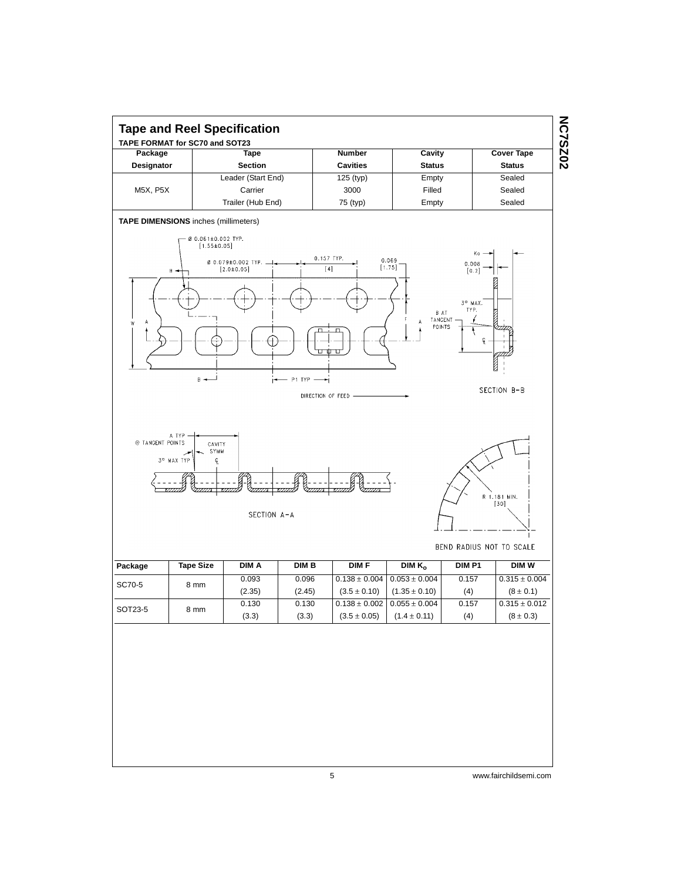## Tape and Reel Specification

**TAPE FORMAT for SC70 and SOT23**

| Package Designator | Tape Section | Number Cavities | Cavity Status | Cover Tape Status |
|---|---|---|---|---|
| M5X, P5X | Leader (Start End) | 125 (typ) | Empty | Sealed |
| | Carrier | 3000 | Filled | Sealed |
| | Trailer (Hub End) | 75 (typ) | Empty | Sealed |

**TAPE DIMENSIONS** inches (millimeters)

| Package | Tape Size | DIM A | DIM B | DIM F | DIM $K_o$ | DIM P1 | DIM W |
|---|---|---|---|---|---|---|---|
| SC70-5 | 8 mm | 0.093 (2.35) | 0.096 (2.45) | 0.138 ± 0.004 (3.5 ± 0.10) | 0.053 ± 0.004 (1.35 ± 0.10) | 0.157 (4) | 0.315 ± 0.004 (8 ± 0.1) |
| SOT23-5 | 8 mm | 0.130 (3.3) | 0.130 (3.3) | 0.138 ± 0.002 (3.5 ± 0.05) | 0.055 ± 0.004 (1.4 ± 0.11) | 0.157 (4) | 0.315 ± 0.012 (8 ± 0.3) |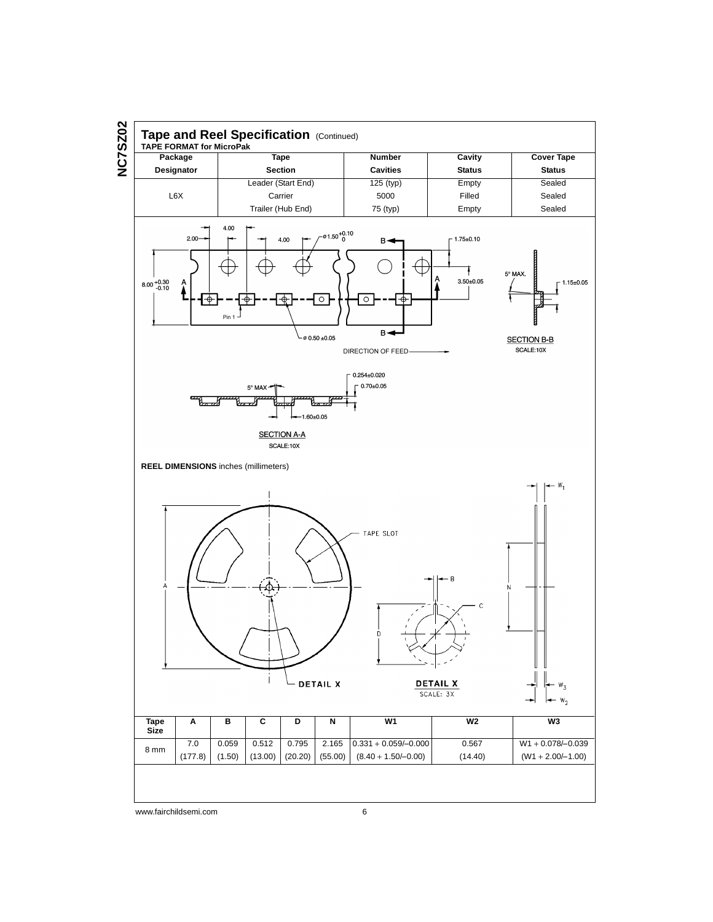# Tape and Reel Specification (Continued)

**TAPE FORMAT for MicroPak**

| Package Designator | Tape Section | Number Cavities | Cavity Status | Cover Tape Status |
|---|---|---|---|---|
| L6X | Leader (Start End) | 125 (typ) | Empty | Sealed |
| | Carrier | 5000 | Filled | Sealed |
| | Trailer (Hub End) | 75 (typ) | Empty | Sealed |

**REEL DIMENSIONS** inches (millimeters)

| Tape Size | A | B | C | D | N | W1 | W2 | W3 |
|---|---|---|---|---|---|---|---|---|
| 8 mm | 7.0 | 0.059 | 0.512 | 0.795 | 2.165 | 0.331 + 0.059/−0.000 | 0.567 | W1 + 0.078/−0.039 |
| | (177.8) | (1.50) | (13.00) | (20.20) | (55.00) | (8.40 + 1.50/−0.00) | (14.40) | (W1 + 2.00/−1.00) |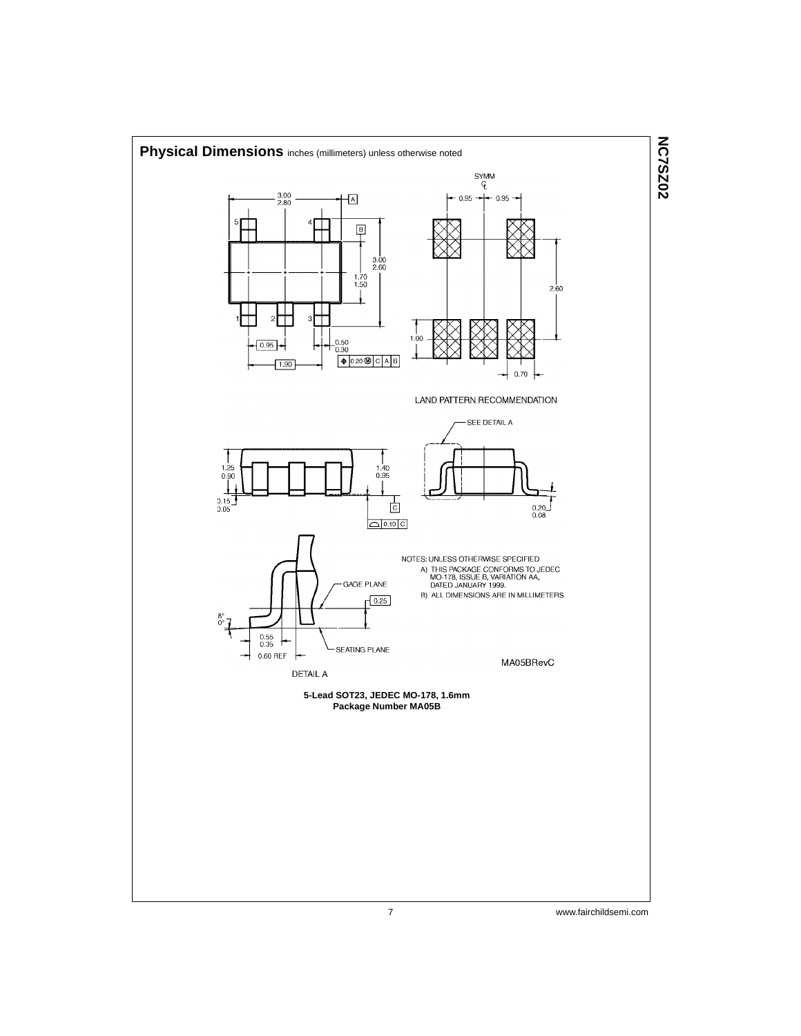## Physical Dimensions inches (millimeters) unless otherwise noted

LAND PATTERN RECOMMENDATION

SEE DETAIL A

GAGE PLANE

SEATING PLANE

DETAIL A

NOTES: UNLESS OTHERWISE SPECIFIED

A) THIS PACKAGE CONFORMS TO JEDEC MO-178, ISSUE B, VARIATION AA, DATED JANUARY 1999.

B) ALL DIMENSIONS ARE IN MILLIMETERS

MA05BRevC

**5-Lead SOT23, JEDEC MO-178, 1.6mm**
**Package Number MA05B**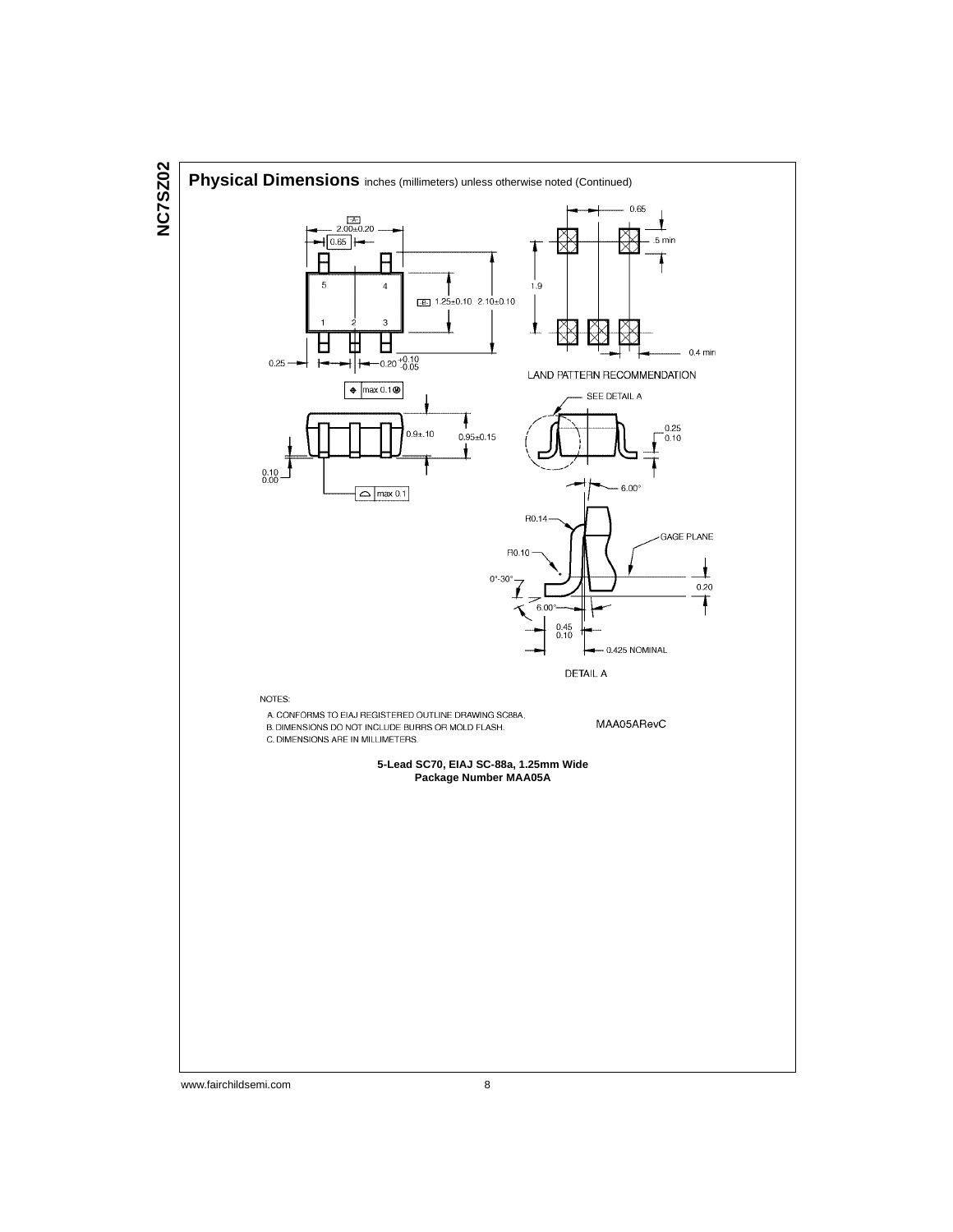## Physical Dimensions inches (millimeters) unless otherwise noted (Continued)

NOTES:

A. CONFORMS TO EIAJ REGISTERED OUTLINE DRAWING SC88A.

B. DIMENSIONS DO NOT INCLUDE BURRS OR MOLD FLASH.

C. DIMENSIONS ARE IN MILLIMETERS.

MAA05ARevC

**5-Lead SC70, EIAJ SC-88a, 1.25mm Wide**
**Package Number MAA05A**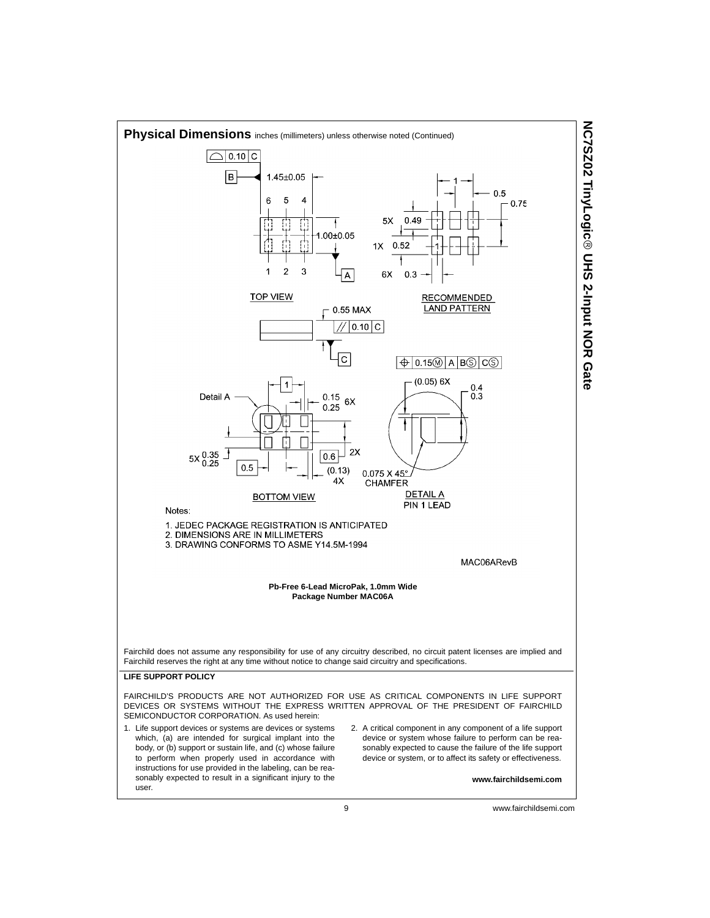## Physical Dimensions inches (millimeters) unless otherwise noted (Continued)

TOP VIEW

RECOMMENDED LAND PATTERN

BOTTOM VIEW

DETAIL A PIN 1 LEAD

Notes:

1. JEDEC PACKAGE REGISTRATION IS ANTICIPATED
2. DIMENSIONS ARE IN MILLIMETERS
3. DRAWING CONFORMS TO ASME Y14.5M-1994

MAC06ARevB

**Pb-Free 6-Lead MicroPak, 1.0mm Wide**
**Package Number MAC06A**

Fairchild does not assume any responsibility for use of any circuitry described, no circuit patent licenses are implied and Fairchild reserves the right at any time without notice to change said circuitry and specifications.

**LIFE SUPPORT POLICY**

FAIRCHILD'S PRODUCTS ARE NOT AUTHORIZED FOR USE AS CRITICAL COMPONENTS IN LIFE SUPPORT DEVICES OR SYSTEMS WITHOUT THE EXPRESS WRITTEN APPROVAL OF THE PRESIDENT OF FAIRCHILD SEMICONDUCTOR CORPORATION. As used herein:

1. Life support devices or systems are devices or systems which, (a) are intended for surgical implant into the body, or (b) support or sustain life, and (c) whose failure to perform when properly used in accordance with instructions for use provided in the labeling, can be reasonably expected to result in a significant injury to the user.
2. A critical component in any component of a life support device or system whose failure to perform can be reasonably expected to cause the failure of the life support device or system, or to affect its safety or effectiveness.

**www.fairchildsemi.com**